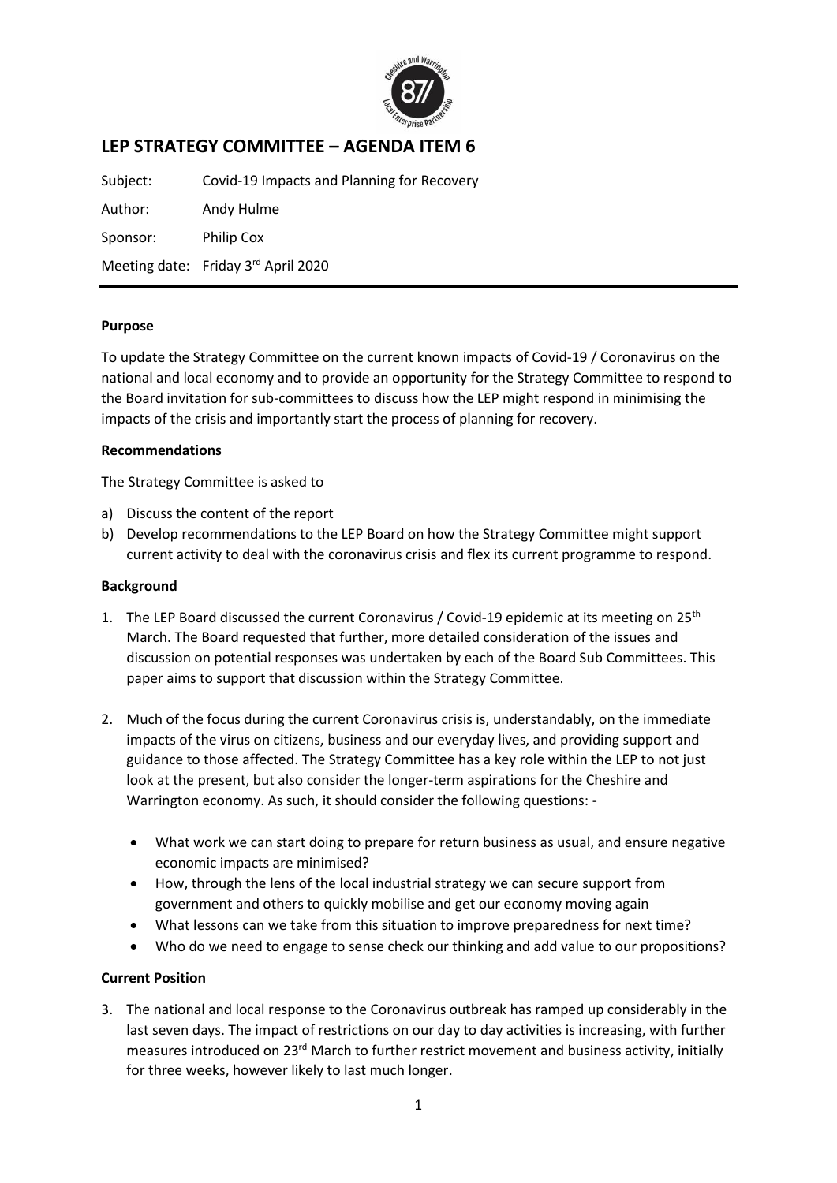# LEP STRATEGY COMMITTEE – AGENDA ITEM 6

Subject: Covid-19 Impacts and Planning for Recovery

Author: Andy Hulme

Sponsor: Philip Cox

Meeting date: Friday 3rd April 2020

**Purpose**

To update the Strategy Committee on the current known impacts of Covid-19 / Coronavirus on the national and local economy and to provide an opportunity for the Strategy Committee to respond to the Board invitation for sub-committees to discuss how the LEP might respond in minimising the impacts of the crisis and importantly start the process of planning for recovery.

**Recommendations**

The Strategy Committee is asked to

a) Discuss the content of the report
b) Develop recommendations to the LEP Board on how the Strategy Committee might support current activity to deal with the coronavirus crisis and flex its current programme to respond.

**Background**

1. The LEP Board discussed the current Coronavirus / Covid-19 epidemic at its meeting on 25th March. The Board requested that further, more detailed consideration of the issues and discussion on potential responses was undertaken by each of the Board Sub Committees. This paper aims to support that discussion within the Strategy Committee.

2. Much of the focus during the current Coronavirus crisis is, understandably, on the immediate impacts of the virus on citizens, business and our everyday lives, and providing support and guidance to those affected. The Strategy Committee has a key role within the LEP to not just look at the present, but also consider the longer-term aspirations for the Cheshire and Warrington economy. As such, it should consider the following questions: -

   - What work we can start doing to prepare for return business as usual, and ensure negative economic impacts are minimised?
   - How, through the lens of the local industrial strategy we can secure support from government and others to quickly mobilise and get our economy moving again
   - What lessons can we take from this situation to improve preparedness for next time?
   - Who do we need to engage to sense check our thinking and add value to our propositions?

**Current Position**

3. The national and local response to the Coronavirus outbreak has ramped up considerably in the last seven days. The impact of restrictions on our day to day activities is increasing, with further measures introduced on 23rd March to further restrict movement and business activity, initially for three weeks, however likely to last much longer.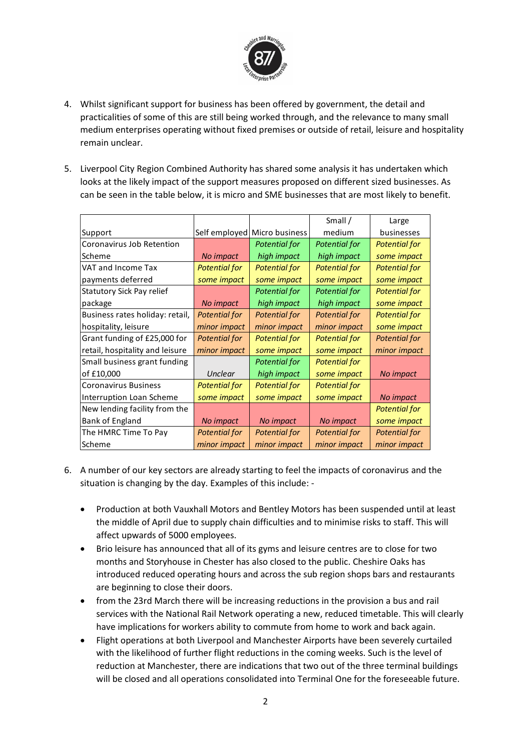4. Whilst significant support for business has been offered by government, the detail and practicalities of some of this are still being worked through, and the relevance to many small medium enterprises operating without fixed premises or outside of retail, leisure and hospitality remain unclear.

5. Liverpool City Region Combined Authority has shared some analysis it has undertaken which looks at the likely impact of the support measures proposed on different sized businesses. As can be seen in the table below, it is micro and SME businesses that are most likely to benefit.

| Support | Self employed | Micro business | Small / medium | Large businesses |
|---|---|---|---|---|
| Coronavirus Job Retention Scheme | *No impact* | *Potential for high impact* | *Potential for high impact* | *Potential for some impact* |
| VAT and Income Tax payments deferred | *Potential for some impact* | *Potential for some impact* | *Potential for some impact* | *Potential for some impact* |
| Statutory Sick Pay relief package | *No impact* | *Potential for high impact* | *Potential for high impact* | *Potential for some impact* |
| Business rates holiday: retail, hospitality, leisure | *Potential for minor impact* | *Potential for minor impact* | *Potential for minor impact* | *Potential for some impact* |
| Grant funding of £25,000 for retail, hospitality and leisure | *Potential for minor impact* | *Potential for some impact* | *Potential for some impact* | *Potential for minor impact* |
| Small business grant funding of £10,000 | *Unclear* | *Potential for high impact* | *Potential for some impact* | *No impact* |
| Coronavirus Business Interruption Loan Scheme | *Potential for some impact* | *Potential for some impact* | *Potential for some impact* | *No impact* |
| New lending facility from the Bank of England | *No impact* | *No impact* | *No impact* | *Potential for some impact* |
| The HMRC Time To Pay Scheme | *Potential for minor impact* | *Potential for minor impact* | *Potential for minor impact* | *Potential for minor impact* |

6. A number of our key sectors are already starting to feel the impacts of coronavirus and the situation is changing by the day. Examples of this include: -

   - Production at both Vauxhall Motors and Bentley Motors has been suspended until at least the middle of April due to supply chain difficulties and to minimise risks to staff. This will affect upwards of 5000 employees.
   - Brio leisure has announced that all of its gyms and leisure centres are to close for two months and Storyhouse in Chester has also closed to the public. Cheshire Oaks has introduced reduced operating hours and across the sub region shops bars and restaurants are beginning to close their doors.
   - from the 23rd March there will be increasing reductions in the provision a bus and rail services with the National Rail Network operating a new, reduced timetable. This will clearly have implications for workers ability to commute from home to work and back again.
   - Flight operations at both Liverpool and Manchester Airports have been severely curtailed with the likelihood of further flight reductions in the coming weeks. Such is the level of reduction at Manchester, there are indications that two out of the three terminal buildings will be closed and all operations consolidated into Terminal One for the foreseeable future.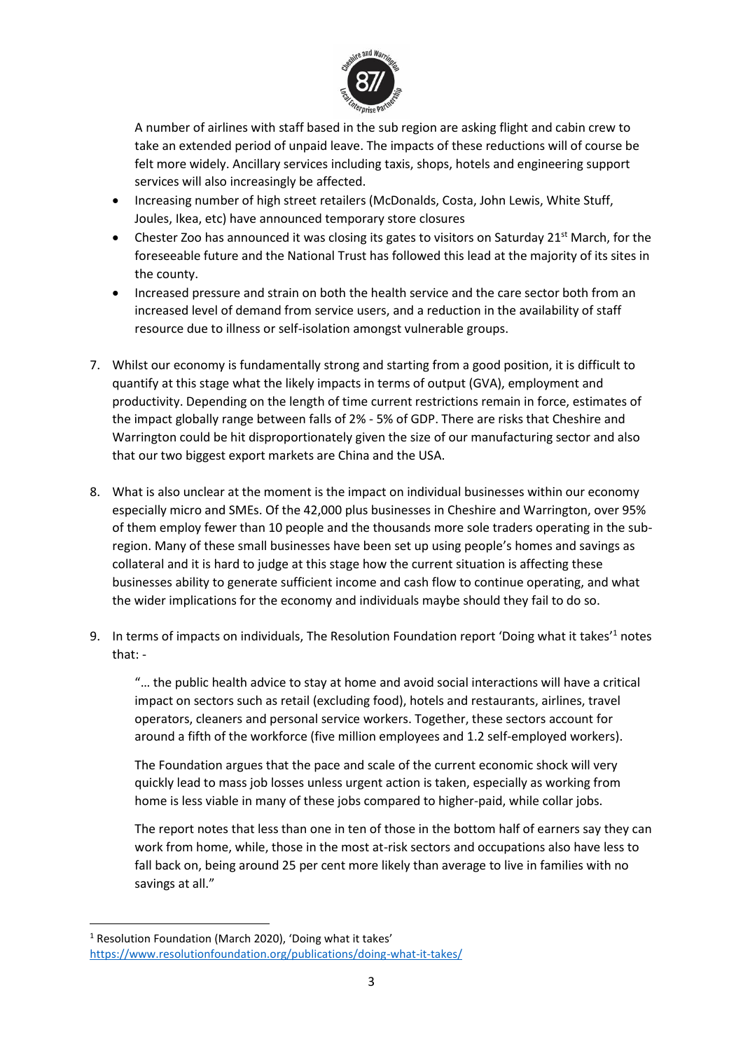A number of airlines with staff based in the sub region are asking flight and cabin crew to take an extended period of unpaid leave. The impacts of these reductions will of course be felt more widely. Ancillary services including taxis, shops, hotels and engineering support services will also increasingly be affected.

- Increasing number of high street retailers (McDonalds, Costa, John Lewis, White Stuff, Joules, Ikea, etc) have announced temporary store closures
- Chester Zoo has announced it was closing its gates to visitors on Saturday 21st March, for the foreseeable future and the National Trust has followed this lead at the majority of its sites in the county.
- Increased pressure and strain on both the health service and the care sector both from an increased level of demand from service users, and a reduction in the availability of staff resource due to illness or self-isolation amongst vulnerable groups.

7. Whilst our economy is fundamentally strong and starting from a good position, it is difficult to quantify at this stage what the likely impacts in terms of output (GVA), employment and productivity. Depending on the length of time current restrictions remain in force, estimates of the impact globally range between falls of 2% - 5% of GDP. There are risks that Cheshire and Warrington could be hit disproportionately given the size of our manufacturing sector and also that our two biggest export markets are China and the USA.

8. What is also unclear at the moment is the impact on individual businesses within our economy especially micro and SMEs. Of the 42,000 plus businesses in Cheshire and Warrington, over 95% of them employ fewer than 10 people and the thousands more sole traders operating in the sub-region. Many of these small businesses have been set up using people's homes and savings as collateral and it is hard to judge at this stage how the current situation is affecting these businesses ability to generate sufficient income and cash flow to continue operating, and what the wider implications for the economy and individuals maybe should they fail to do so.

9. In terms of impacts on individuals, The Resolution Foundation report 'Doing what it takes'[1] notes that: -

   "… the public health advice to stay at home and avoid social interactions will have a critical impact on sectors such as retail (excluding food), hotels and restaurants, airlines, travel operators, cleaners and personal service workers. Together, these sectors account for around a fifth of the workforce (five million employees and 1.2 self-employed workers).

   The Foundation argues that the pace and scale of the current economic shock will very quickly lead to mass job losses unless urgent action is taken, especially as working from home is less viable in many of these jobs compared to higher-paid, while collar jobs.

   The report notes that less than one in ten of those in the bottom half of earners say they can work from home, while, those in the most at-risk sectors and occupations also have less to fall back on, being around 25 per cent more likely than average to live in families with no savings at all."

---

[1] Resolution Foundation (March 2020), 'Doing what it takes' https://www.resolutionfoundation.org/publications/doing-what-it-takes/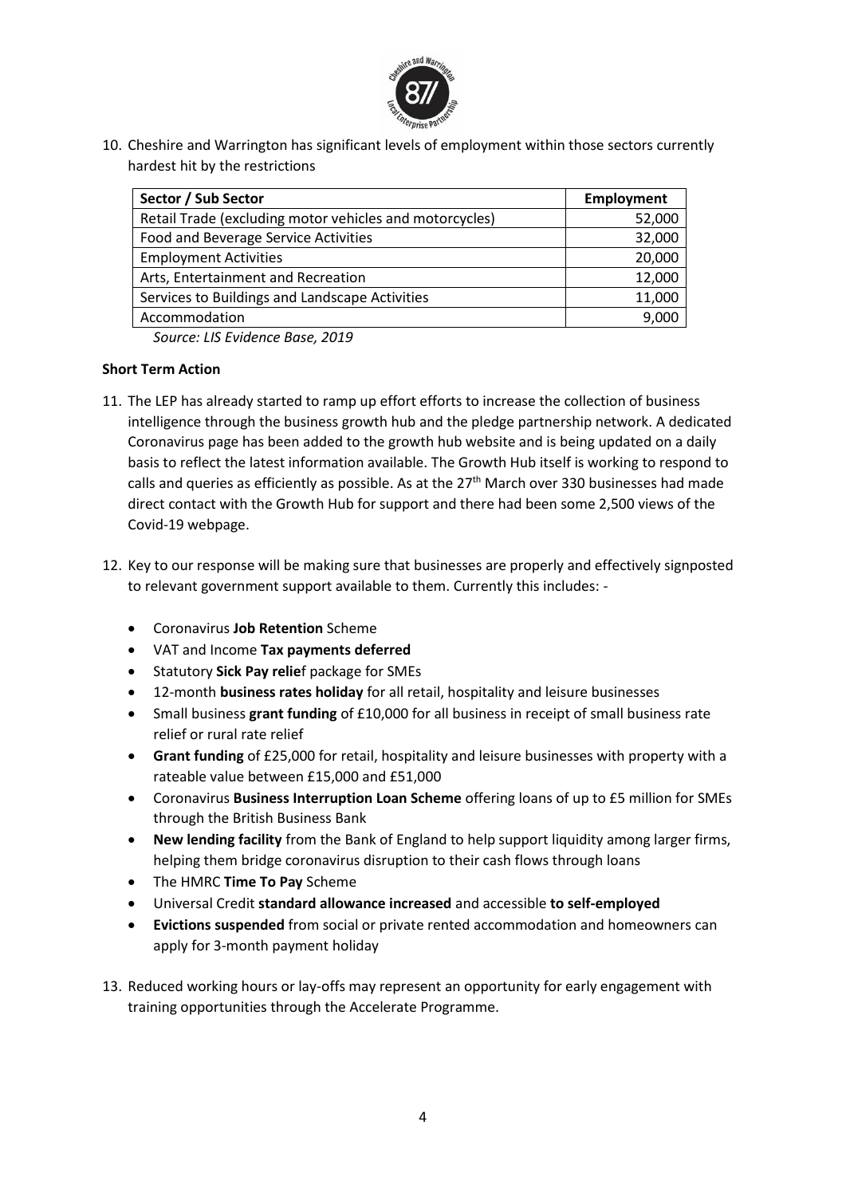10. Cheshire and Warrington has significant levels of employment within those sectors currently hardest hit by the restrictions

| Sector / Sub Sector | Employment |
| --- | ---: |
| Retail Trade (excluding motor vehicles and motorcycles) | 52,000 |
| Food and Beverage Service Activities | 32,000 |
| Employment Activities | 20,000 |
| Arts, Entertainment and Recreation | 12,000 |
| Services to Buildings and Landscape Activities | 11,000 |
| Accommodation | 9,000 |

*Source: LIS Evidence Base, 2019*

**Short Term Action**

11. The LEP has already started to ramp up effort efforts to increase the collection of business intelligence through the business growth hub and the pledge partnership network. A dedicated Coronavirus page has been added to the growth hub website and is being updated on a daily basis to reflect the latest information available. The Growth Hub itself is working to respond to calls and queries as efficiently as possible. As at the 27th March over 330 businesses had made direct contact with the Growth Hub for support and there had been some 2,500 views of the Covid-19 webpage.

12. Key to our response will be making sure that businesses are properly and effectively signposted to relevant government support available to them. Currently this includes: -

    - Coronavirus **Job Retention** Scheme
    - VAT and Income **Tax payments deferred**
    - Statutory **Sick Pay relie**f package for SMEs
    - 12-month **business rates holiday** for all retail, hospitality and leisure businesses
    - Small business **grant funding** of £10,000 for all business in receipt of small business rate relief or rural rate relief
    - **Grant funding** of £25,000 for retail, hospitality and leisure businesses with property with a rateable value between £15,000 and £51,000
    - Coronavirus **Business Interruption Loan Scheme** offering loans of up to £5 million for SMEs through the British Business Bank
    - **New lending facility** from the Bank of England to help support liquidity among larger firms, helping them bridge coronavirus disruption to their cash flows through loans
    - The HMRC **Time To Pay** Scheme
    - Universal Credit **standard allowance increased** and accessible **to self-employed**
    - **Evictions suspended** from social or private rented accommodation and homeowners can apply for 3-month payment holiday

13. Reduced working hours or lay-offs may represent an opportunity for early engagement with training opportunities through the Accelerate Programme.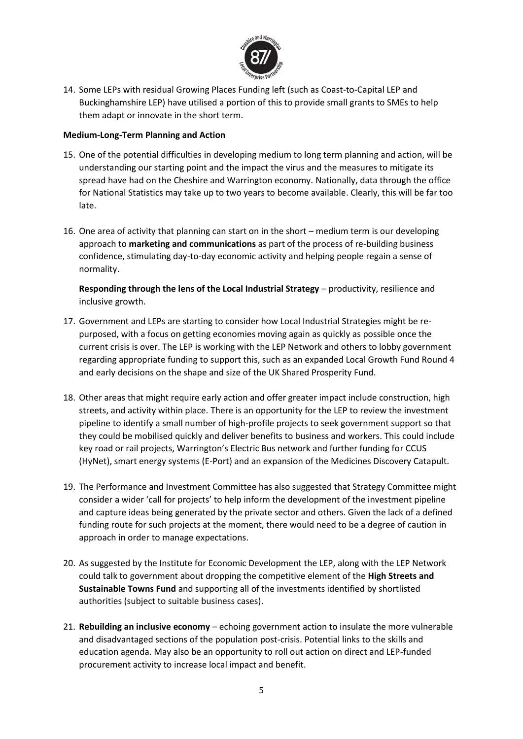14. Some LEPs with residual Growing Places Funding left (such as Coast-to-Capital LEP and Buckinghamshire LEP) have utilised a portion of this to provide small grants to SMEs to help them adapt or innovate in the short term.

**Medium-Long-Term Planning and Action**

15. One of the potential difficulties in developing medium to long term planning and action, will be understanding our starting point and the impact the virus and the measures to mitigate its spread have had on the Cheshire and Warrington economy. Nationally, data through the office for National Statistics may take up to two years to become available. Clearly, this will be far too late.

16. One area of activity that planning can start on in the short – medium term is our developing approach to **marketing and communications** as part of the process of re-building business confidence, stimulating day-to-day economic activity and helping people regain a sense of normality.

    **Responding through the lens of the Local Industrial Strategy** – productivity, resilience and inclusive growth.

17. Government and LEPs are starting to consider how Local Industrial Strategies might be re-purposed, with a focus on getting economies moving again as quickly as possible once the current crisis is over. The LEP is working with the LEP Network and others to lobby government regarding appropriate funding to support this, such as an expanded Local Growth Fund Round 4 and early decisions on the shape and size of the UK Shared Prosperity Fund.

18. Other areas that might require early action and offer greater impact include construction, high streets, and activity within place. There is an opportunity for the LEP to review the investment pipeline to identify a small number of high-profile projects to seek government support so that they could be mobilised quickly and deliver benefits to business and workers. This could include key road or rail projects, Warrington's Electric Bus network and further funding for CCUS (HyNet), smart energy systems (E-Port) and an expansion of the Medicines Discovery Catapult.

19. The Performance and Investment Committee has also suggested that Strategy Committee might consider a wider 'call for projects' to help inform the development of the investment pipeline and capture ideas being generated by the private sector and others. Given the lack of a defined funding route for such projects at the moment, there would need to be a degree of caution in approach in order to manage expectations.

20. As suggested by the Institute for Economic Development the LEP, along with the LEP Network could talk to government about dropping the competitive element of the **High Streets and Sustainable Towns Fund** and supporting all of the investments identified by shortlisted authorities (subject to suitable business cases).

21. **Rebuilding an inclusive economy** – echoing government action to insulate the more vulnerable and disadvantaged sections of the population post-crisis. Potential links to the skills and education agenda. May also be an opportunity to roll out action on direct and LEP-funded procurement activity to increase local impact and benefit.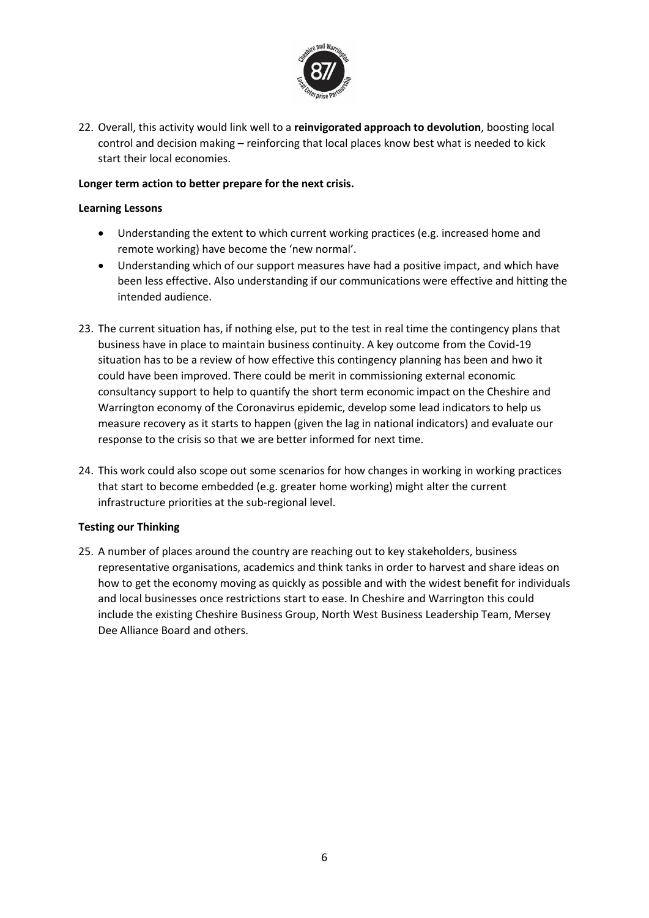22. Overall, this activity would link well to a **reinvigorated approach to devolution**, boosting local control and decision making – reinforcing that local places know best what is needed to kick start their local economies.

**Longer term action to better prepare for the next crisis.**

**Learning Lessons**

- Understanding the extent to which current working practices (e.g. increased home and remote working) have become the 'new normal'.
- Understanding which of our support measures have had a positive impact, and which have been less effective. Also understanding if our communications were effective and hitting the intended audience.

23. The current situation has, if nothing else, put to the test in real time the contingency plans that business have in place to maintain business continuity. A key outcome from the Covid-19 situation has to be a review of how effective this contingency planning has been and hwo it could have been improved. There could be merit in commissioning external economic consultancy support to help to quantify the short term economic impact on the Cheshire and Warrington economy of the Coronavirus epidemic, develop some lead indicators to help us measure recovery as it starts to happen (given the lag in national indicators) and evaluate our response to the crisis so that we are better informed for next time.

24. This work could also scope out some scenarios for how changes in working in working practices that start to become embedded (e.g. greater home working) might alter the current infrastructure priorities at the sub-regional level.

**Testing our Thinking**

25. A number of places around the country are reaching out to key stakeholders, business representative organisations, academics and think tanks in order to harvest and share ideas on how to get the economy moving as quickly as possible and with the widest benefit for individuals and local businesses once restrictions start to ease. In Cheshire and Warrington this could include the existing Cheshire Business Group, North West Business Leadership Team, Mersey Dee Alliance Board and others.